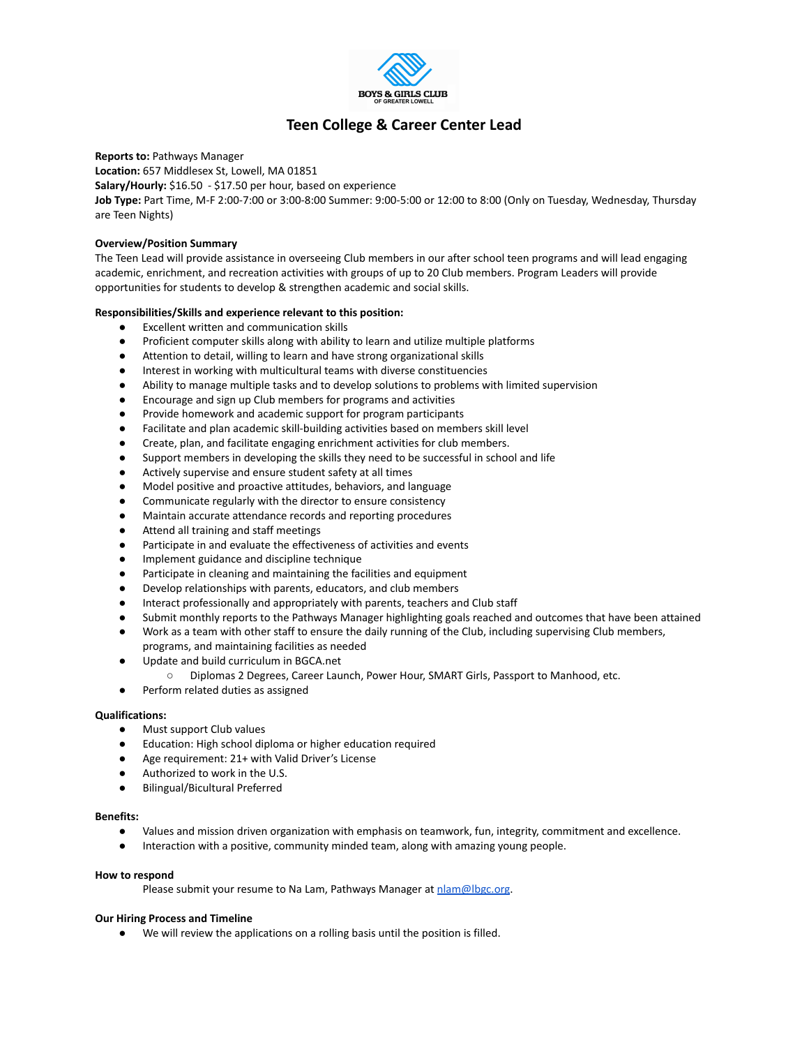BOYS & GIRLS CLUB
OF GREATER LOWELL

# Teen College & Career Center Lead

**Reports to:** Pathways Manager
**Location:** 657 Middlesex St, Lowell, MA 01851
**Salary/Hourly:** $16.50 - $17.50 per hour, based on experience
**Job Type:** Part Time, M-F 2:00-7:00 or 3:00-8:00 Summer: 9:00-5:00 or 12:00 to 8:00 (Only on Tuesday, Wednesday, Thursday are Teen Nights)

**Overview/Position Summary**
The Teen Lead will provide assistance in overseeing Club members in our after school teen programs and will lead engaging academic, enrichment, and recreation activities with groups of up to 20 Club members. Program Leaders will provide opportunities for students to develop & strengthen academic and social skills.

**Responsibilities/Skills and experience relevant to this position:**

- Excellent written and communication skills
- Proficient computer skills along with ability to learn and utilize multiple platforms
- Attention to detail, willing to learn and have strong organizational skills
- Interest in working with multicultural teams with diverse constituencies
- Ability to manage multiple tasks and to develop solutions to problems with limited supervision
- Encourage and sign up Club members for programs and activities
- Provide homework and academic support for program participants
- Facilitate and plan academic skill-building activities based on members skill level
- Create, plan, and facilitate engaging enrichment activities for club members.
- Support members in developing the skills they need to be successful in school and life
- Actively supervise and ensure student safety at all times
- Model positive and proactive attitudes, behaviors, and language
- Communicate regularly with the director to ensure consistency
- Maintain accurate attendance records and reporting procedures
- Attend all training and staff meetings
- Participate in and evaluate the effectiveness of activities and events
- Implement guidance and discipline technique
- Participate in cleaning and maintaining the facilities and equipment
- Develop relationships with parents, educators, and club members
- Interact professionally and appropriately with parents, teachers and Club staff
- Submit monthly reports to the Pathways Manager highlighting goals reached and outcomes that have been attained
- Work as a team with other staff to ensure the daily running of the Club, including supervising Club members, programs, and maintaining facilities as needed
- Update and build curriculum in BGCA.net
  - Diplomas 2 Degrees, Career Launch, Power Hour, SMART Girls, Passport to Manhood, etc.
- Perform related duties as assigned

**Qualifications:**

- Must support Club values
- Education: High school diploma or higher education required
- Age requirement: 21+ with Valid Driver's License
- Authorized to work in the U.S.
- Bilingual/Bicultural Preferred

**Benefits:**

- Values and mission driven organization with emphasis on teamwork, fun, integrity, commitment and excellence.
- Interaction with a positive, community minded team, along with amazing young people.

**How to respond**

Please submit your resume to Na Lam, Pathways Manager at nlam@lbgc.org.

**Our Hiring Process and Timeline**

- We will review the applications on a rolling basis until the position is filled.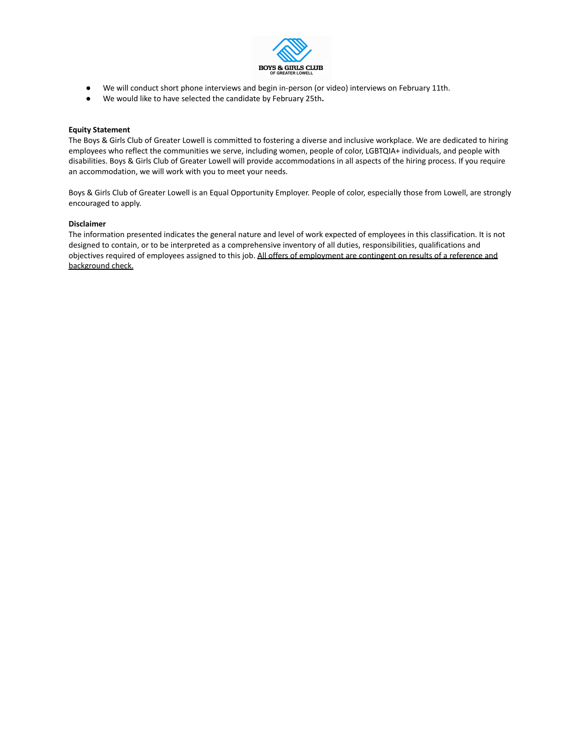- We will conduct short phone interviews and begin in-person (or video) interviews on February 11th.
- We would like to have selected the candidate by February 25th**.**

**Equity Statement**
The Boys & Girls Club of Greater Lowell is committed to fostering a diverse and inclusive workplace. We are dedicated to hiring employees who reflect the communities we serve, including women, people of color, LGBTQIA+ individuals, and people with disabilities. Boys & Girls Club of Greater Lowell will provide accommodations in all aspects of the hiring process. If you require an accommodation, we will work with you to meet your needs.

Boys & Girls Club of Greater Lowell is an Equal Opportunity Employer. People of color, especially those from Lowell, are strongly encouraged to apply.

**Disclaimer**
The information presented indicates the general nature and level of work expected of employees in this classification. It is not designed to contain, or to be interpreted as a comprehensive inventory of all duties, responsibilities, qualifications and objectives required of employees assigned to this job. <u>All offers of employment are contingent on results of a reference and background check.</u>